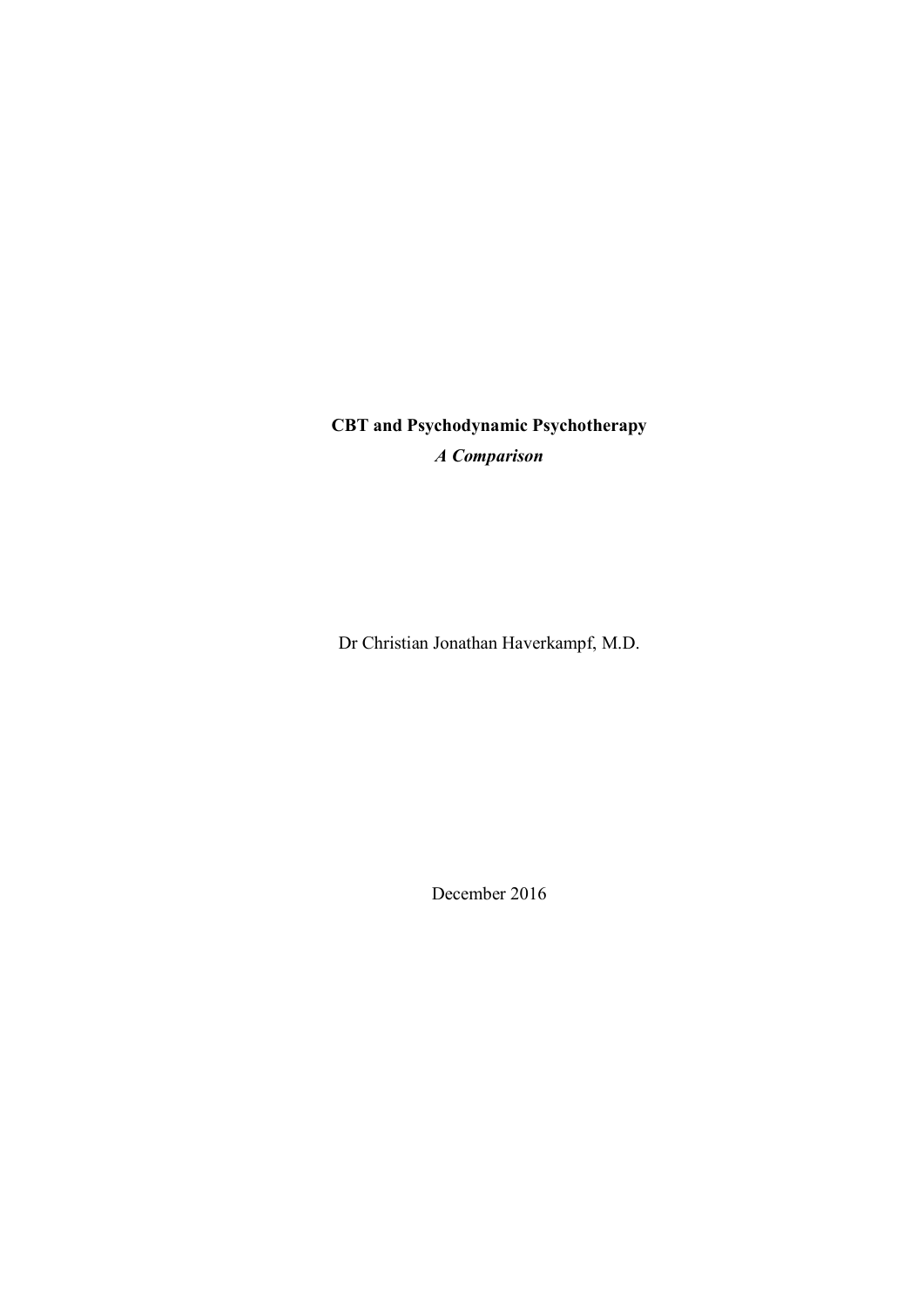# CBT and Psychodynamic Psychotherapy

***A Comparison***

Dr Christian Jonathan Haverkampf, M.D.

December 2016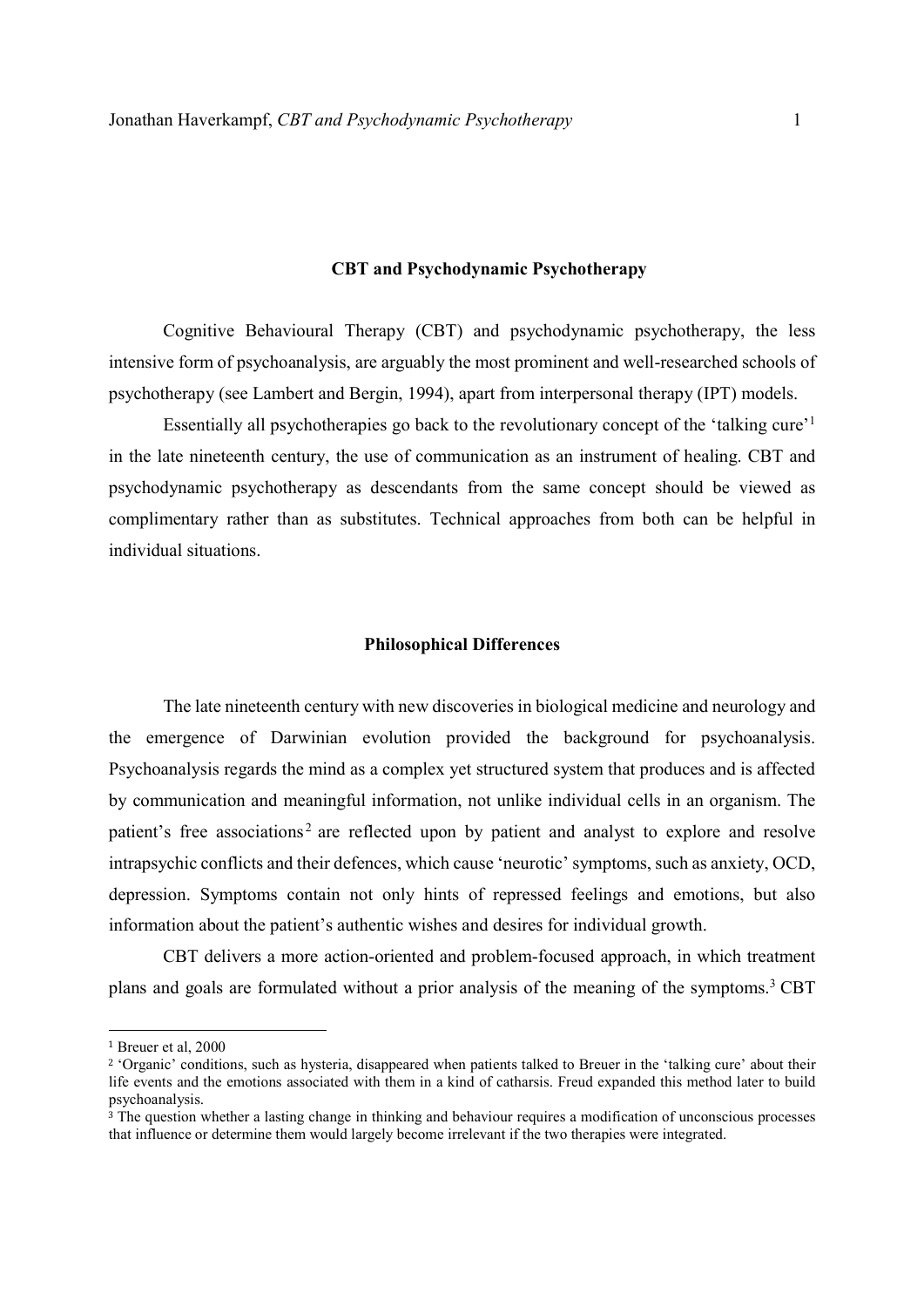## CBT and Psychodynamic Psychotherapy

Cognitive Behavioural Therapy (CBT) and psychodynamic psychotherapy, the less intensive form of psychoanalysis, are arguably the most prominent and well-researched schools of psychotherapy (see Lambert and Bergin, 1994), apart from interpersonal therapy (IPT) models.

Essentially all psychotherapies go back to the revolutionary concept of the 'talking cure'[1] in the late nineteenth century, the use of communication as an instrument of healing. CBT and psychodynamic psychotherapy as descendants from the same concept should be viewed as complimentary rather than as substitutes. Technical approaches from both can be helpful in individual situations.

## Philosophical Differences

The late nineteenth century with new discoveries in biological medicine and neurology and the emergence of Darwinian evolution provided the background for psychoanalysis. Psychoanalysis regards the mind as a complex yet structured system that produces and is affected by communication and meaningful information, not unlike individual cells in an organism. The patient's free associations[2] are reflected upon by patient and analyst to explore and resolve intrapsychic conflicts and their defences, which cause 'neurotic' symptoms, such as anxiety, OCD, depression. Symptoms contain not only hints of repressed feelings and emotions, but also information about the patient's authentic wishes and desires for individual growth.

CBT delivers a more action-oriented and problem-focused approach, in which treatment plans and goals are formulated without a prior analysis of the meaning of the symptoms.[3] CBT

---

[1] Breuer et al, 2000

[2] 'Organic' conditions, such as hysteria, disappeared when patients talked to Breuer in the 'talking cure' about their life events and the emotions associated with them in a kind of catharsis. Freud expanded this method later to build psychoanalysis.

[3] The question whether a lasting change in thinking and behaviour requires a modification of unconscious processes that influence or determine them would largely become irrelevant if the two therapies were integrated.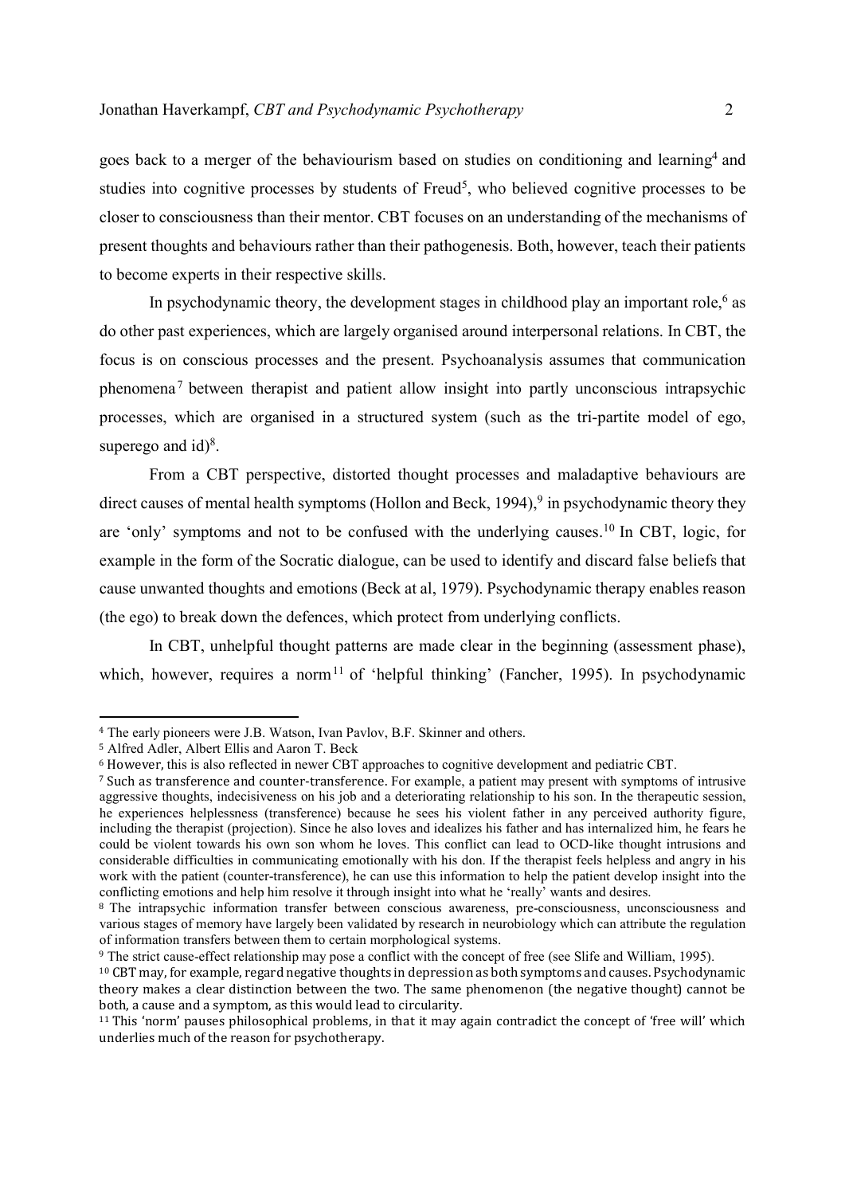goes back to a merger of the behaviourism based on studies on conditioning and learning[4] and studies into cognitive processes by students of Freud[5], who believed cognitive processes to be closer to consciousness than their mentor. CBT focuses on an understanding of the mechanisms of present thoughts and behaviours rather than their pathogenesis. Both, however, teach their patients to become experts in their respective skills.

In psychodynamic theory, the development stages in childhood play an important role,[6] as do other past experiences, which are largely organised around interpersonal relations. In CBT, the focus is on conscious processes and the present. Psychoanalysis assumes that communication phenomena[7] between therapist and patient allow insight into partly unconscious intrapsychic processes, which are organised in a structured system (such as the tri-partite model of ego, superego and id)[8].

From a CBT perspective, distorted thought processes and maladaptive behaviours are direct causes of mental health symptoms (Hollon and Beck, 1994),[9] in psychodynamic theory they are 'only' symptoms and not to be confused with the underlying causes.[10] In CBT, logic, for example in the form of the Socratic dialogue, can be used to identify and discard false beliefs that cause unwanted thoughts and emotions (Beck at al, 1979). Psychodynamic therapy enables reason (the ego) to break down the defences, which protect from underlying conflicts.

In CBT, unhelpful thought patterns are made clear in the beginning (assessment phase), which, however, requires a norm[11] of 'helpful thinking' (Fancher, 1995). In psychodynamic

---

[4] The early pioneers were J.B. Watson, Ivan Pavlov, B.F. Skinner and others.

[5] Alfred Adler, Albert Ellis and Aaron T. Beck

[6] However, this is also reflected in newer CBT approaches to cognitive development and pediatric CBT.

[7] Such as transference and counter-transference. For example, a patient may present with symptoms of intrusive aggressive thoughts, indecisiveness on his job and a deteriorating relationship to his son. In the therapeutic session, he experiences helplessness (transference) because he sees his violent father in any perceived authority figure, including the therapist (projection). Since he also loves and idealizes his father and has internalized him, he fears he could be violent towards his own son whom he loves. This conflict can lead to OCD-like thought intrusions and considerable difficulties in communicating emotionally with his don. If the therapist feels helpless and angry in his work with the patient (counter-transference), he can use this information to help the patient develop insight into the conflicting emotions and help him resolve it through insight into what he 'really' wants and desires.

[8] The intrapsychic information transfer between conscious awareness, pre-consciousness, unconsciousness and various stages of memory have largely been validated by research in neurobiology which can attribute the regulation of information transfers between them to certain morphological systems.

[9] The strict cause-effect relationship may pose a conflict with the concept of free (see Slife and William, 1995).

[10] CBT may, for example, regard negative thoughts in depression as both symptoms and causes. Psychodynamic theory makes a clear distinction between the two. The same phenomenon (the negative thought) cannot be both, a cause and a symptom, as this would lead to circularity.

[11] This 'norm' pauses philosophical problems, in that it may again contradict the concept of 'free will' which underlies much of the reason for psychotherapy.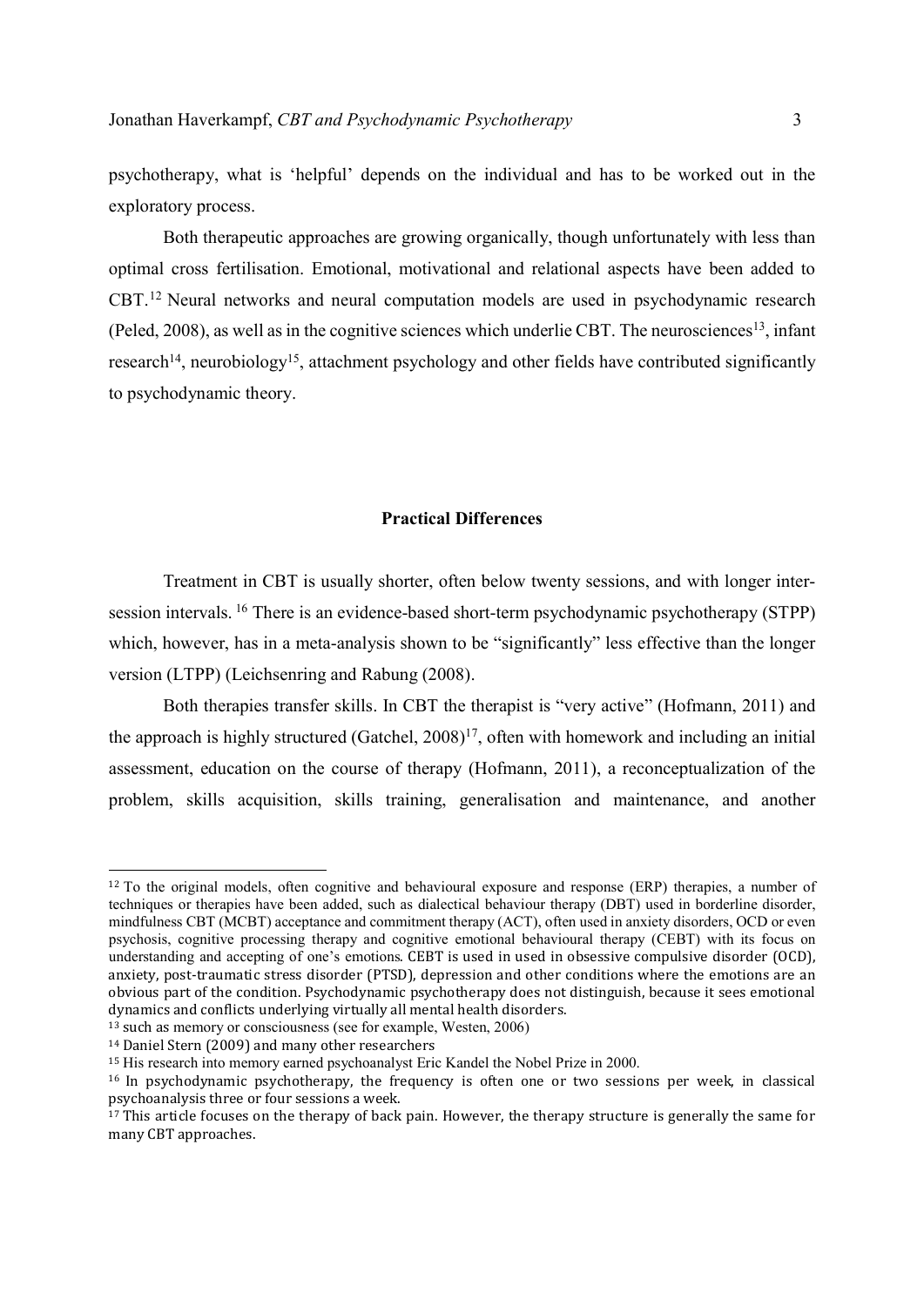psychotherapy, what is 'helpful' depends on the individual and has to be worked out in the exploratory process.

Both therapeutic approaches are growing organically, though unfortunately with less than optimal cross fertilisation. Emotional, motivational and relational aspects have been added to CBT.[12] Neural networks and neural computation models are used in psychodynamic research (Peled, 2008), as well as in the cognitive sciences which underlie CBT. The neurosciences[13], infant research[14], neurobiology[15], attachment psychology and other fields have contributed significantly to psychodynamic theory.

## Practical Differences

Treatment in CBT is usually shorter, often below twenty sessions, and with longer inter-session intervals. [16] There is an evidence-based short-term psychodynamic psychotherapy (STPP) which, however, has in a meta-analysis shown to be "significantly" less effective than the longer version (LTPP) (Leichsenring and Rabung (2008).

Both therapies transfer skills. In CBT the therapist is "very active" (Hofmann, 2011) and the approach is highly structured (Gatchel, 2008)[17], often with homework and including an initial assessment, education on the course of therapy (Hofmann, 2011), a reconceptualization of the problem, skills acquisition, skills training, generalisation and maintenance, and another

---

[12] To the original models, often cognitive and behavioural exposure and response (ERP) therapies, a number of techniques or therapies have been added, such as dialectical behaviour therapy (DBT) used in borderline disorder, mindfulness CBT (MCBT) acceptance and commitment therapy (ACT), often used in anxiety disorders, OCD or even psychosis, cognitive processing therapy and cognitive emotional behavioural therapy (CEBT) with its focus on understanding and accepting of one's emotions. CEBT is used in used in obsessive compulsive disorder (OCD), anxiety, post-traumatic stress disorder (PTSD), depression and other conditions where the emotions are an obvious part of the condition. Psychodynamic psychotherapy does not distinguish, because it sees emotional dynamics and conflicts underlying virtually all mental health disorders.

[13] such as memory or consciousness (see for example, Westen, 2006)

[14] Daniel Stern (2009) and many other researchers

[15] His research into memory earned psychoanalyst Eric Kandel the Nobel Prize in 2000.

[16] In psychodynamic psychotherapy, the frequency is often one or two sessions per week, in classical psychoanalysis three or four sessions a week.

[17] This article focuses on the therapy of back pain. However, the therapy structure is generally the same for many CBT approaches.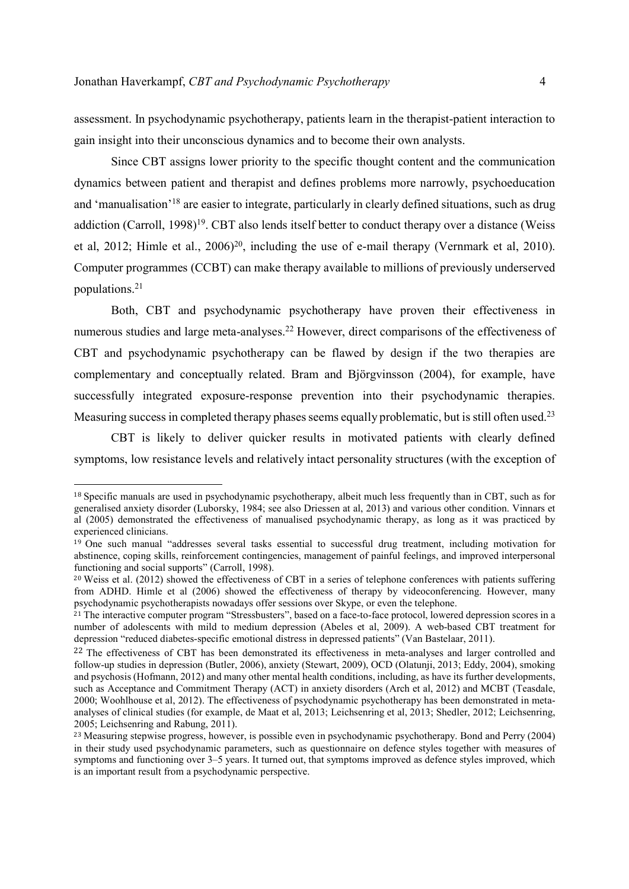assessment. In psychodynamic psychotherapy, patients learn in the therapist-patient interaction to gain insight into their unconscious dynamics and to become their own analysts.

Since CBT assigns lower priority to the specific thought content and the communication dynamics between patient and therapist and defines problems more narrowly, psychoeducation and 'manualisation'[18] are easier to integrate, particularly in clearly defined situations, such as drug addiction (Carroll, 1998)[19]. CBT also lends itself better to conduct therapy over a distance (Weiss et al, 2012; Himle et al., 2006)[20], including the use of e-mail therapy (Vernmark et al, 2010). Computer programmes (CCBT) can make therapy available to millions of previously underserved populations.[21]

Both, CBT and psychodynamic psychotherapy have proven their effectiveness in numerous studies and large meta-analyses.[22] However, direct comparisons of the effectiveness of CBT and psychodynamic psychotherapy can be flawed by design if the two therapies are complementary and conceptually related. Bram and Björgvinsson (2004), for example, have successfully integrated exposure-response prevention into their psychodynamic therapies. Measuring success in completed therapy phases seems equally problematic, but is still often used.[23]

CBT is likely to deliver quicker results in motivated patients with clearly defined symptoms, low resistance levels and relatively intact personality structures (with the exception of

---

[18] Specific manuals are used in psychodynamic psychotherapy, albeit much less frequently than in CBT, such as for generalised anxiety disorder (Luborsky, 1984; see also Driessen at al, 2013) and various other condition. Vinnars et al (2005) demonstrated the effectiveness of manualised psychodynamic therapy, as long as it was practiced by experienced clinicians.

[19] One such manual "addresses several tasks essential to successful drug treatment, including motivation for abstinence, coping skills, reinforcement contingencies, management of painful feelings, and improved interpersonal functioning and social supports" (Carroll, 1998).

[20] Weiss et al. (2012) showed the effectiveness of CBT in a series of telephone conferences with patients suffering from ADHD. Himle et al (2006) showed the effectiveness of therapy by videoconferencing. However, many psychodynamic psychotherapists nowadays offer sessions over Skype, or even the telephone.

[21] The interactive computer program "Stressbusters", based on a face-to-face protocol, lowered depression scores in a number of adolescents with mild to medium depression (Abeles et al, 2009). A web-based CBT treatment for depression "reduced diabetes-specific emotional distress in depressed patients" (Van Bastelaar, 2011).

[22] The effectiveness of CBT has been demonstrated its effectiveness in meta-analyses and larger controlled and follow-up studies in depression (Butler, 2006), anxiety (Stewart, 2009), OCD (Olatunji, 2013; Eddy, 2004), smoking and psychosis (Hofmann, 2012) and many other mental health conditions, including, as have its further developments, such as Acceptance and Commitment Therapy (ACT) in anxiety disorders (Arch et al, 2012) and MCBT (Teasdale, 2000; Woohlhouse et al, 2012). The effectiveness of psychodynamic psychotherapy has been demonstrated in meta-analyses of clinical studies (for example, de Maat et al, 2013; Leichsenring et al, 2013; Shedler, 2012; Leichsenring, 2005; Leichsenring and Rabung, 2011).

[23] Measuring stepwise progress, however, is possible even in psychodynamic psychotherapy. Bond and Perry (2004) in their study used psychodynamic parameters, such as questionnaire on defence styles together with measures of symptoms and functioning over 3–5 years. It turned out, that symptoms improved as defence styles improved, which is an important result from a psychodynamic perspective.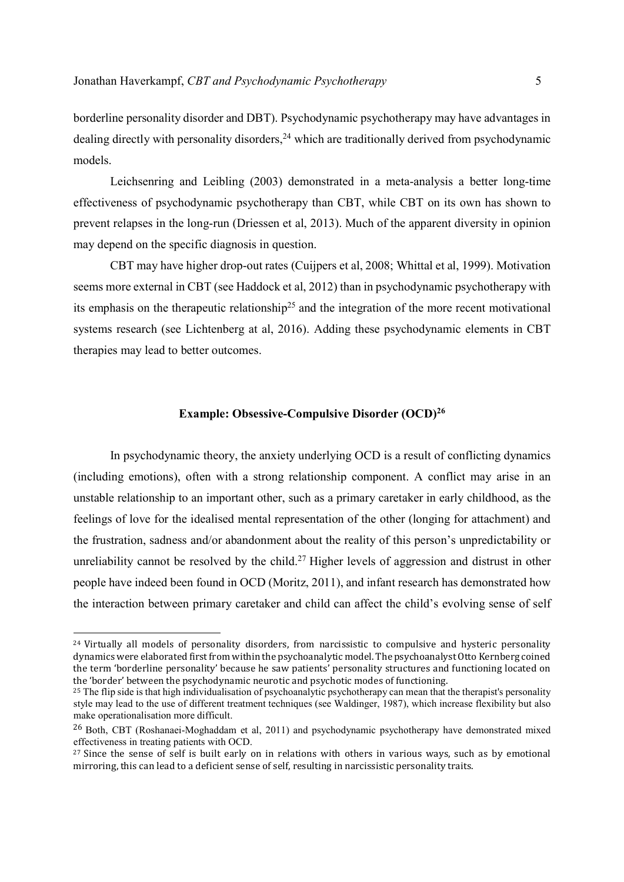borderline personality disorder and DBT). Psychodynamic psychotherapy may have advantages in dealing directly with personality disorders,[24] which are traditionally derived from psychodynamic models.

Leichsenring and Leibling (2003) demonstrated in a meta-analysis a better long-time effectiveness of psychodynamic psychotherapy than CBT, while CBT on its own has shown to prevent relapses in the long-run (Driessen et al, 2013). Much of the apparent diversity in opinion may depend on the specific diagnosis in question.

CBT may have higher drop-out rates (Cuijpers et al, 2008; Whittal et al, 1999). Motivation seems more external in CBT (see Haddock et al, 2012) than in psychodynamic psychotherapy with its emphasis on the therapeutic relationship[25] and the integration of the more recent motivational systems research (see Lichtenberg at al, 2016). Adding these psychodynamic elements in CBT therapies may lead to better outcomes.

## Example: Obsessive-Compulsive Disorder (OCD)[26]

In psychodynamic theory, the anxiety underlying OCD is a result of conflicting dynamics (including emotions), often with a strong relationship component. A conflict may arise in an unstable relationship to an important other, such as a primary caretaker in early childhood, as the feelings of love for the idealised mental representation of the other (longing for attachment) and the frustration, sadness and/or abandonment about the reality of this person's unpredictability or unreliability cannot be resolved by the child.[27] Higher levels of aggression and distrust in other people have indeed been found in OCD (Moritz, 2011), and infant research has demonstrated how the interaction between primary caretaker and child can affect the child's evolving sense of self

---

[24] Virtually all models of personality disorders, from narcissistic to compulsive and hysteric personality dynamics were elaborated first from within the psychoanalytic model. The psychoanalyst Otto Kernberg coined the term 'borderline personality' because he saw patients' personality structures and functioning located on the 'border' between the psychodynamic neurotic and psychotic modes of functioning.

[25] The flip side is that high individualisation of psychoanalytic psychotherapy can mean that the therapist's personality style may lead to the use of different treatment techniques (see Waldinger, 1987), which increase flexibility but also make operationalisation more difficult.

[26] Both, CBT (Roshanaei-Moghaddam et al, 2011) and psychodynamic psychotherapy have demonstrated mixed effectiveness in treating patients with OCD.

[27] Since the sense of self is built early on in relations with others in various ways, such as by emotional mirroring, this can lead to a deficient sense of self, resulting in narcissistic personality traits.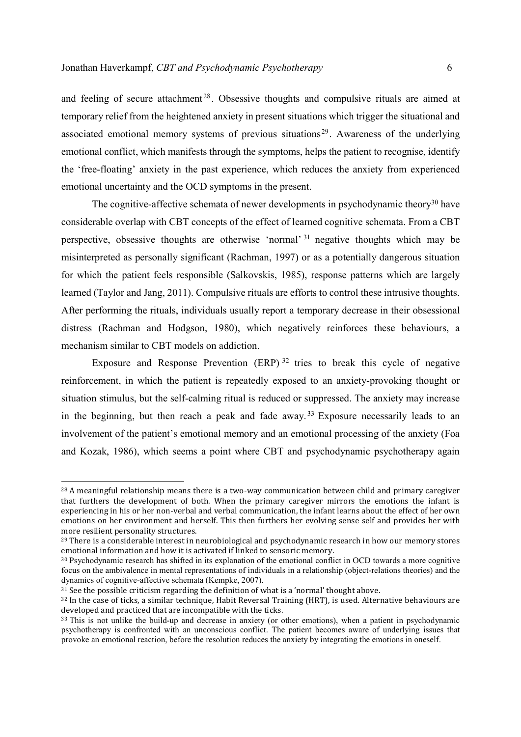and feeling of secure attachment[28]. Obsessive thoughts and compulsive rituals are aimed at temporary relief from the heightened anxiety in present situations which trigger the situational and associated emotional memory systems of previous situations[29]. Awareness of the underlying emotional conflict, which manifests through the symptoms, helps the patient to recognise, identify the 'free-floating' anxiety in the past experience, which reduces the anxiety from experienced emotional uncertainty and the OCD symptoms in the present.

The cognitive-affective schemata of newer developments in psychodynamic theory[30] have considerable overlap with CBT concepts of the effect of learned cognitive schemata. From a CBT perspective, obsessive thoughts are otherwise 'normal'[31] negative thoughts which may be misinterpreted as personally significant (Rachman, 1997) or as a potentially dangerous situation for which the patient feels responsible (Salkovskis, 1985), response patterns which are largely learned (Taylor and Jang, 2011). Compulsive rituals are efforts to control these intrusive thoughts. After performing the rituals, individuals usually report a temporary decrease in their obsessional distress (Rachman and Hodgson, 1980), which negatively reinforces these behaviours, a mechanism similar to CBT models on addiction.

Exposure and Response Prevention (ERP)[32] tries to break this cycle of negative reinforcement, in which the patient is repeatedly exposed to an anxiety-provoking thought or situation stimulus, but the self-calming ritual is reduced or suppressed. The anxiety may increase in the beginning, but then reach a peak and fade away.[33] Exposure necessarily leads to an involvement of the patient's emotional memory and an emotional processing of the anxiety (Foa and Kozak, 1986), which seems a point where CBT and psychodynamic psychotherapy again

---

[28] A meaningful relationship means there is a two-way communication between child and primary caregiver that furthers the development of both. When the primary caregiver mirrors the emotions the infant is experiencing in his or her non-verbal and verbal communication, the infant learns about the effect of her own emotions on her environment and herself. This then furthers her evolving sense self and provides her with more resilient personality structures.

[29] There is a considerable interest in neurobiological and psychodynamic research in how our memory stores emotional information and how it is activated if linked to sensoric memory.

[30] Psychodynamic research has shifted in its explanation of the emotional conflict in OCD towards a more cognitive focus on the ambivalence in mental representations of individuals in a relationship (object-relations theories) and the dynamics of cognitive-affective schemata (Kempke, 2007).

[31] See the possible criticism regarding the definition of what is a 'normal' thought above.

[32] In the case of ticks, a similar technique, Habit Reversal Training (HRT), is used. Alternative behaviours are developed and practiced that are incompatible with the ticks.

[33] This is not unlike the build-up and decrease in anxiety (or other emotions), when a patient in psychodynamic psychotherapy is confronted with an unconscious conflict. The patient becomes aware of underlying issues that provoke an emotional reaction, before the resolution reduces the anxiety by integrating the emotions in oneself.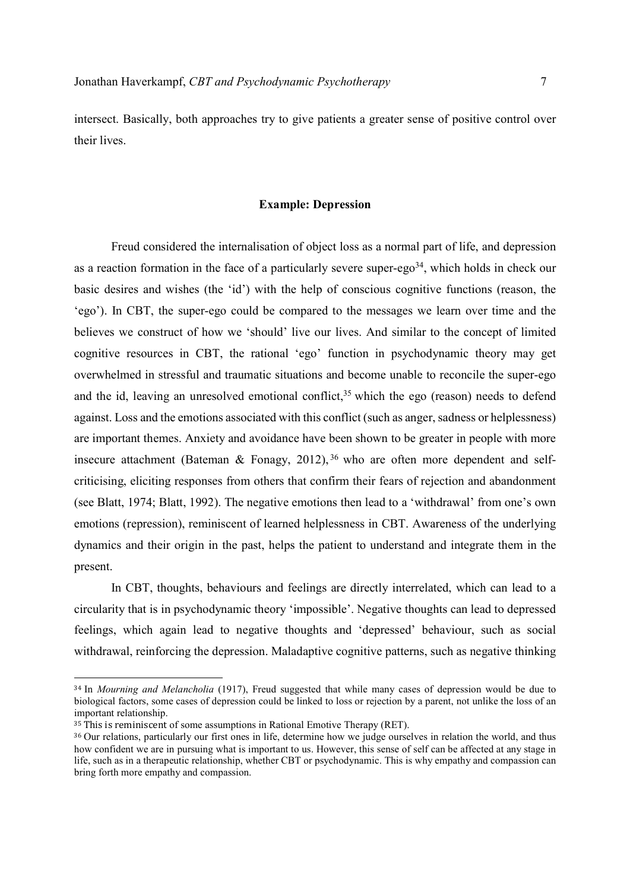intersect. Basically, both approaches try to give patients a greater sense of positive control over their lives.

## Example: Depression

Freud considered the internalisation of object loss as a normal part of life, and depression as a reaction formation in the face of a particularly severe super-ego[34], which holds in check our basic desires and wishes (the 'id') with the help of conscious cognitive functions (reason, the 'ego'). In CBT, the super-ego could be compared to the messages we learn over time and the believes we construct of how we 'should' live our lives. And similar to the concept of limited cognitive resources in CBT, the rational 'ego' function in psychodynamic theory may get overwhelmed in stressful and traumatic situations and become unable to reconcile the super-ego and the id, leaving an unresolved emotional conflict,[35] which the ego (reason) needs to defend against. Loss and the emotions associated with this conflict (such as anger, sadness or helplessness) are important themes. Anxiety and avoidance have been shown to be greater in people with more insecure attachment (Bateman & Fonagy, 2012),[36] who are often more dependent and self-criticising, eliciting responses from others that confirm their fears of rejection and abandonment (see Blatt, 1974; Blatt, 1992). The negative emotions then lead to a 'withdrawal' from one's own emotions (repression), reminiscent of learned helplessness in CBT. Awareness of the underlying dynamics and their origin in the past, helps the patient to understand and integrate them in the present.

In CBT, thoughts, behaviours and feelings are directly interrelated, which can lead to a circularity that is in psychodynamic theory 'impossible'. Negative thoughts can lead to depressed feelings, which again lead to negative thoughts and 'depressed' behaviour, such as social withdrawal, reinforcing the depression. Maladaptive cognitive patterns, such as negative thinking

---

[34] In *Mourning and Melancholia* (1917), Freud suggested that while many cases of depression would be due to biological factors, some cases of depression could be linked to loss or rejection by a parent, not unlike the loss of an important relationship.

[35] This is reminiscent of some assumptions in Rational Emotive Therapy (RET).

[36] Our relations, particularly our first ones in life, determine how we judge ourselves in relation the world, and thus how confident we are in pursuing what is important to us. However, this sense of self can be affected at any stage in life, such as in a therapeutic relationship, whether CBT or psychodynamic. This is why empathy and compassion can bring forth more empathy and compassion.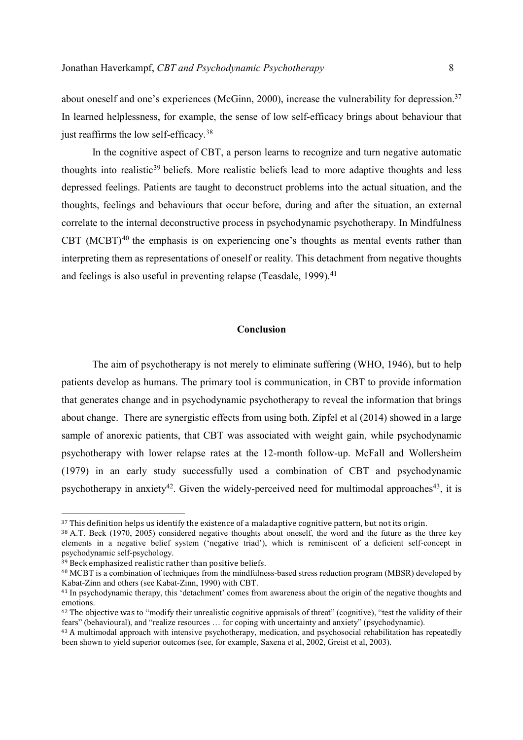about oneself and one's experiences (McGinn, 2000), increase the vulnerability for depression.[37] In learned helplessness, for example, the sense of low self-efficacy brings about behaviour that just reaffirms the low self-efficacy.[38]

In the cognitive aspect of CBT, a person learns to recognize and turn negative automatic thoughts into realistic[39] beliefs. More realistic beliefs lead to more adaptive thoughts and less depressed feelings. Patients are taught to deconstruct problems into the actual situation, and the thoughts, feelings and behaviours that occur before, during and after the situation, an external correlate to the internal deconstructive process in psychodynamic psychotherapy. In Mindfulness CBT (MCBT)[40] the emphasis is on experiencing one's thoughts as mental events rather than interpreting them as representations of oneself or reality. This detachment from negative thoughts and feelings is also useful in preventing relapse (Teasdale, 1999).[41]

## Conclusion

The aim of psychotherapy is not merely to eliminate suffering (WHO, 1946), but to help patients develop as humans. The primary tool is communication, in CBT to provide information that generates change and in psychodynamic psychotherapy to reveal the information that brings about change. There are synergistic effects from using both. Zipfel et al (2014) showed in a large sample of anorexic patients, that CBT was associated with weight gain, while psychodynamic psychotherapy with lower relapse rates at the 12-month follow-up. McFall and Wollersheim (1979) in an early study successfully used a combination of CBT and psychodynamic psychotherapy in anxiety[42]. Given the widely-perceived need for multimodal approaches[43], it is

---

[37] This definition helps us identify the existence of a maladaptive cognitive pattern, but not its origin.

[38] A.T. Beck (1970, 2005) considered negative thoughts about oneself, the word and the future as the three key elements in a negative belief system ('negative triad'), which is reminiscent of a deficient self-concept in psychodynamic self-psychology.

[39] Beck emphasized realistic rather than positive beliefs.

[40] MCBT is a combination of techniques from the mindfulness-based stress reduction program (MBSR) developed by Kabat-Zinn and others (see Kabat-Zinn, 1990) with CBT.

[41] In psychodynamic therapy, this 'detachment' comes from awareness about the origin of the negative thoughts and emotions.

[42] The objective was to "modify their unrealistic cognitive appraisals of threat" (cognitive), "test the validity of their fears" (behavioural), and "realize resources … for coping with uncertainty and anxiety" (psychodynamic).

[43] A multimodal approach with intensive psychotherapy, medication, and psychosocial rehabilitation has repeatedly been shown to yield superior outcomes (see, for example, Saxena et al, 2002, Greist et al, 2003).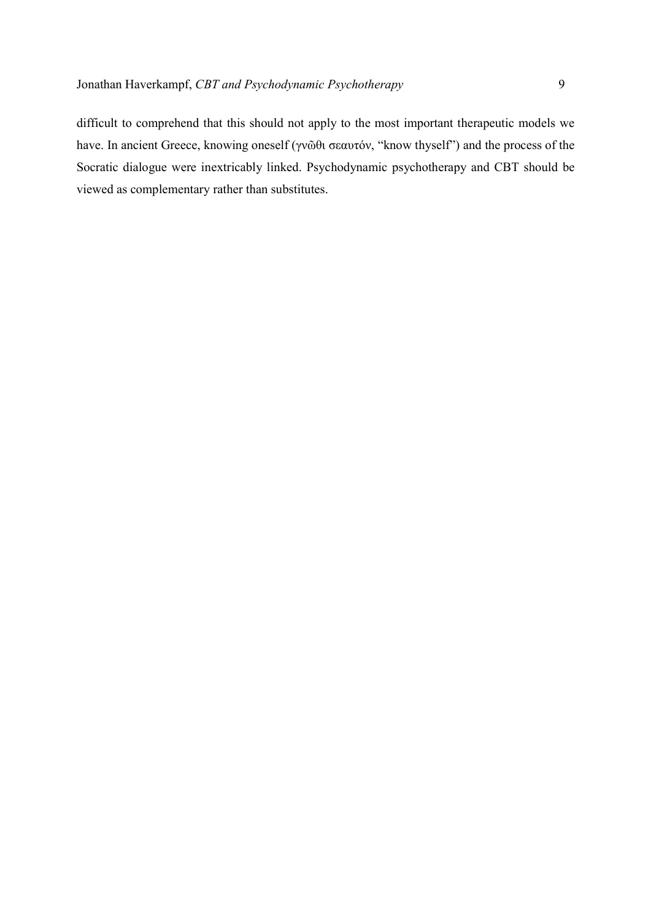difficult to comprehend that this should not apply to the most important therapeutic models we have. In ancient Greece, knowing oneself (γνῶθι σεαυτόν, "know thyself") and the process of the Socratic dialogue were inextricably linked. Psychodynamic psychotherapy and CBT should be viewed as complementary rather than substitutes.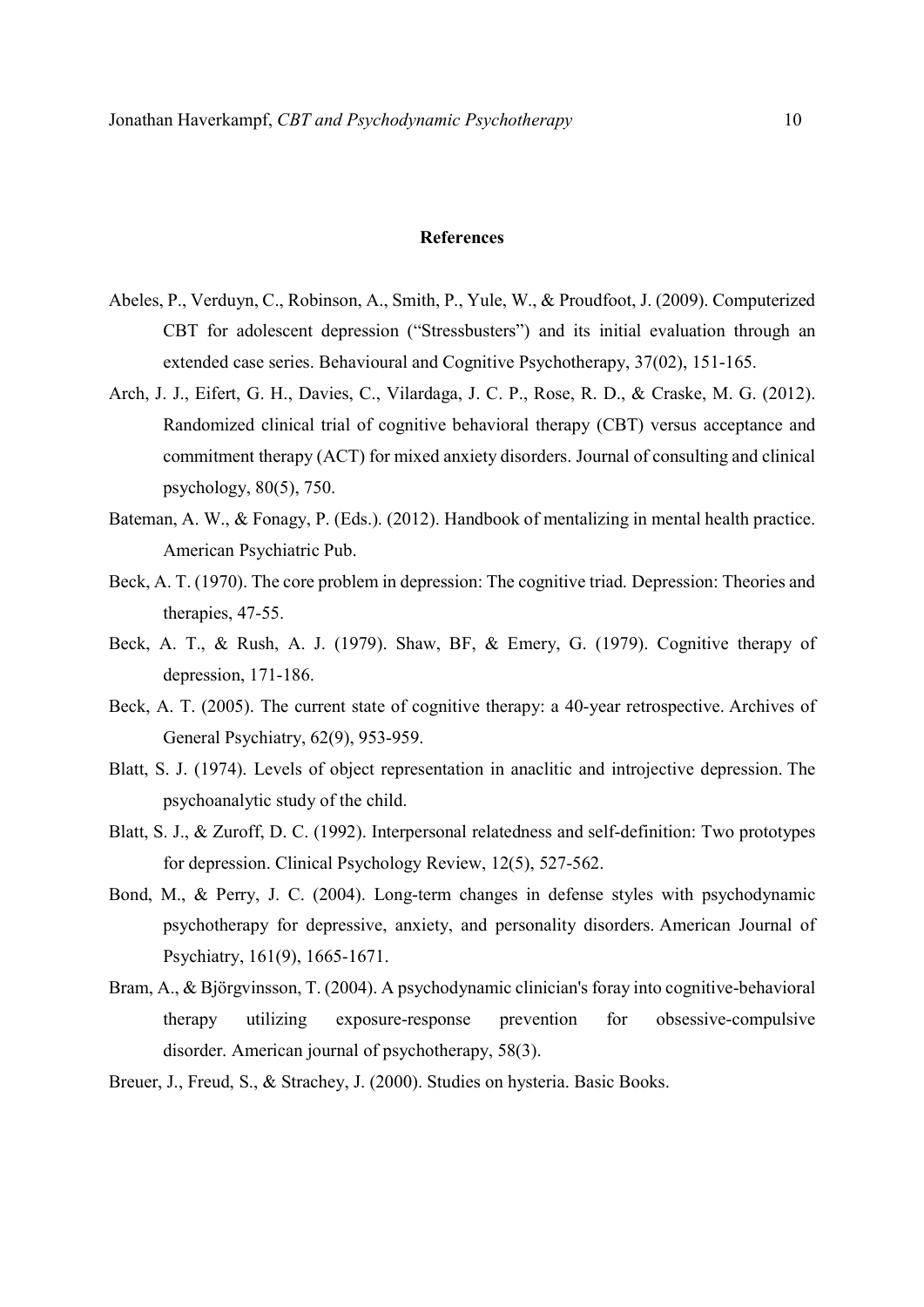## References

Abeles, P., Verduyn, C., Robinson, A., Smith, P., Yule, W., & Proudfoot, J. (2009). Computerized CBT for adolescent depression ("Stressbusters") and its initial evaluation through an extended case series. Behavioural and Cognitive Psychotherapy, 37(02), 151-165.

Arch, J. J., Eifert, G. H., Davies, C., Vilardaga, J. C. P., Rose, R. D., & Craske, M. G. (2012). Randomized clinical trial of cognitive behavioral therapy (CBT) versus acceptance and commitment therapy (ACT) for mixed anxiety disorders. Journal of consulting and clinical psychology, 80(5), 750.

Bateman, A. W., & Fonagy, P. (Eds.). (2012). Handbook of mentalizing in mental health practice. American Psychiatric Pub.

Beck, A. T. (1970). The core problem in depression: The cognitive triad. Depression: Theories and therapies, 47-55.

Beck, A. T., & Rush, A. J. (1979). Shaw, BF, & Emery, G. (1979). Cognitive therapy of depression, 171-186.

Beck, A. T. (2005). The current state of cognitive therapy: a 40-year retrospective. Archives of General Psychiatry, 62(9), 953-959.

Blatt, S. J. (1974). Levels of object representation in anaclitic and introjective depression. The psychoanalytic study of the child.

Blatt, S. J., & Zuroff, D. C. (1992). Interpersonal relatedness and self-definition: Two prototypes for depression. Clinical Psychology Review, 12(5), 527-562.

Bond, M., & Perry, J. C. (2004). Long-term changes in defense styles with psychodynamic psychotherapy for depressive, anxiety, and personality disorders. American Journal of Psychiatry, 161(9), 1665-1671.

Bram, A., & Björgvinsson, T. (2004). A psychodynamic clinician's foray into cognitive-behavioral therapy utilizing exposure-response prevention for obsessive-compulsive disorder. American journal of psychotherapy, 58(3).

Breuer, J., Freud, S., & Strachey, J. (2000). Studies on hysteria. Basic Books.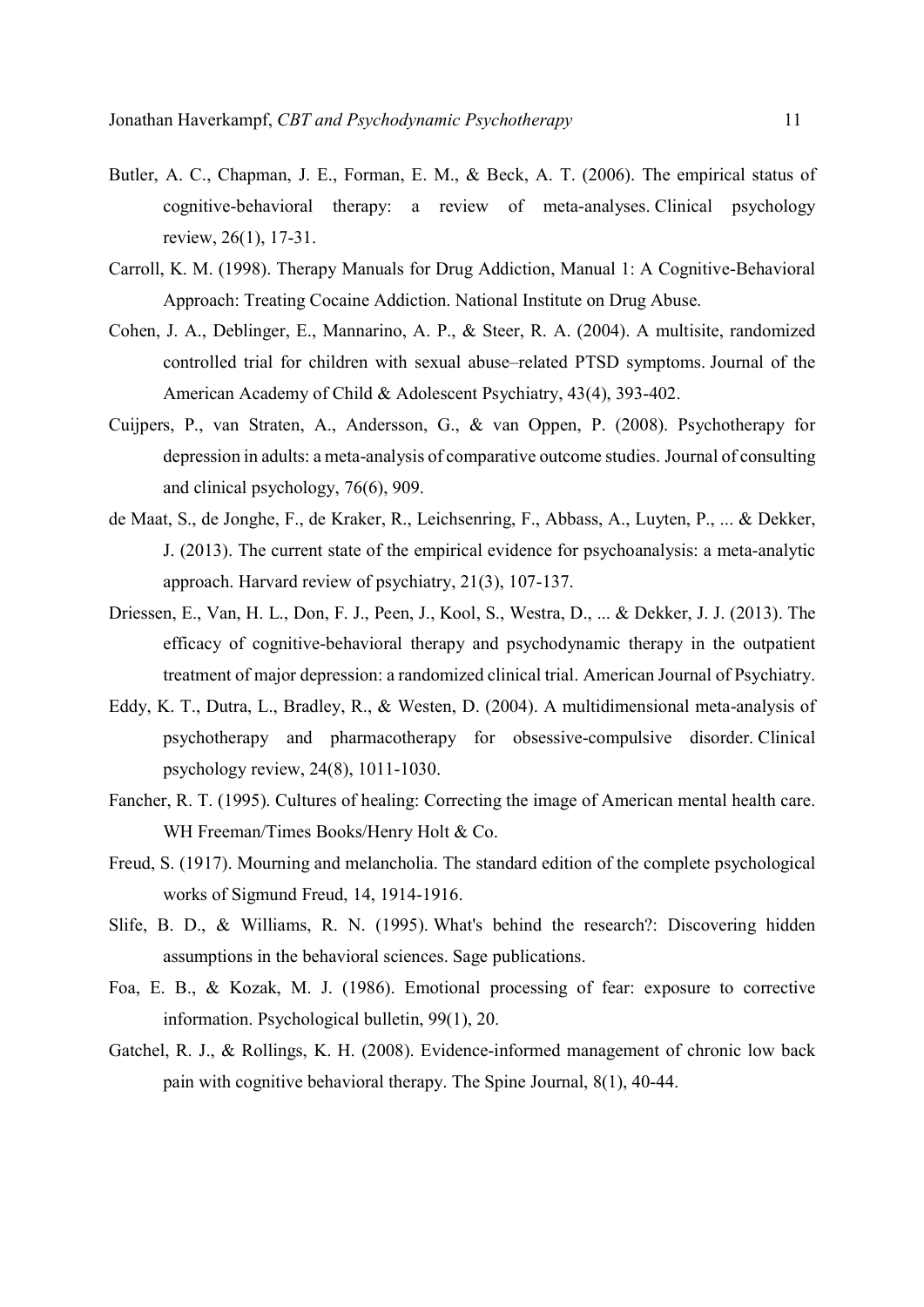Butler, A. C., Chapman, J. E., Forman, E. M., & Beck, A. T. (2006). The empirical status of cognitive-behavioral therapy: a review of meta-analyses. Clinical psychology review, 26(1), 17-31.

Carroll, K. M. (1998). Therapy Manuals for Drug Addiction, Manual 1: A Cognitive-Behavioral Approach: Treating Cocaine Addiction. National Institute on Drug Abuse.

Cohen, J. A., Deblinger, E., Mannarino, A. P., & Steer, R. A. (2004). A multisite, randomized controlled trial for children with sexual abuse–related PTSD symptoms. Journal of the American Academy of Child & Adolescent Psychiatry, 43(4), 393-402.

Cuijpers, P., van Straten, A., Andersson, G., & van Oppen, P. (2008). Psychotherapy for depression in adults: a meta-analysis of comparative outcome studies. Journal of consulting and clinical psychology, 76(6), 909.

de Maat, S., de Jonghe, F., de Kraker, R., Leichsenring, F., Abbass, A., Luyten, P., ... & Dekker, J. (2013). The current state of the empirical evidence for psychoanalysis: a meta-analytic approach. Harvard review of psychiatry, 21(3), 107-137.

Driessen, E., Van, H. L., Don, F. J., Peen, J., Kool, S., Westra, D., ... & Dekker, J. J. (2013). The efficacy of cognitive-behavioral therapy and psychodynamic therapy in the outpatient treatment of major depression: a randomized clinical trial. American Journal of Psychiatry.

Eddy, K. T., Dutra, L., Bradley, R., & Westen, D. (2004). A multidimensional meta-analysis of psychotherapy and pharmacotherapy for obsessive-compulsive disorder. Clinical psychology review, 24(8), 1011-1030.

Fancher, R. T. (1995). Cultures of healing: Correcting the image of American mental health care. WH Freeman/Times Books/Henry Holt & Co.

Freud, S. (1917). Mourning and melancholia. The standard edition of the complete psychological works of Sigmund Freud, 14, 1914-1916.

Slife, B. D., & Williams, R. N. (1995). What's behind the research?: Discovering hidden assumptions in the behavioral sciences. Sage publications.

Foa, E. B., & Kozak, M. J. (1986). Emotional processing of fear: exposure to corrective information. Psychological bulletin, 99(1), 20.

Gatchel, R. J., & Rollings, K. H. (2008). Evidence-informed management of chronic low back pain with cognitive behavioral therapy. The Spine Journal, 8(1), 40-44.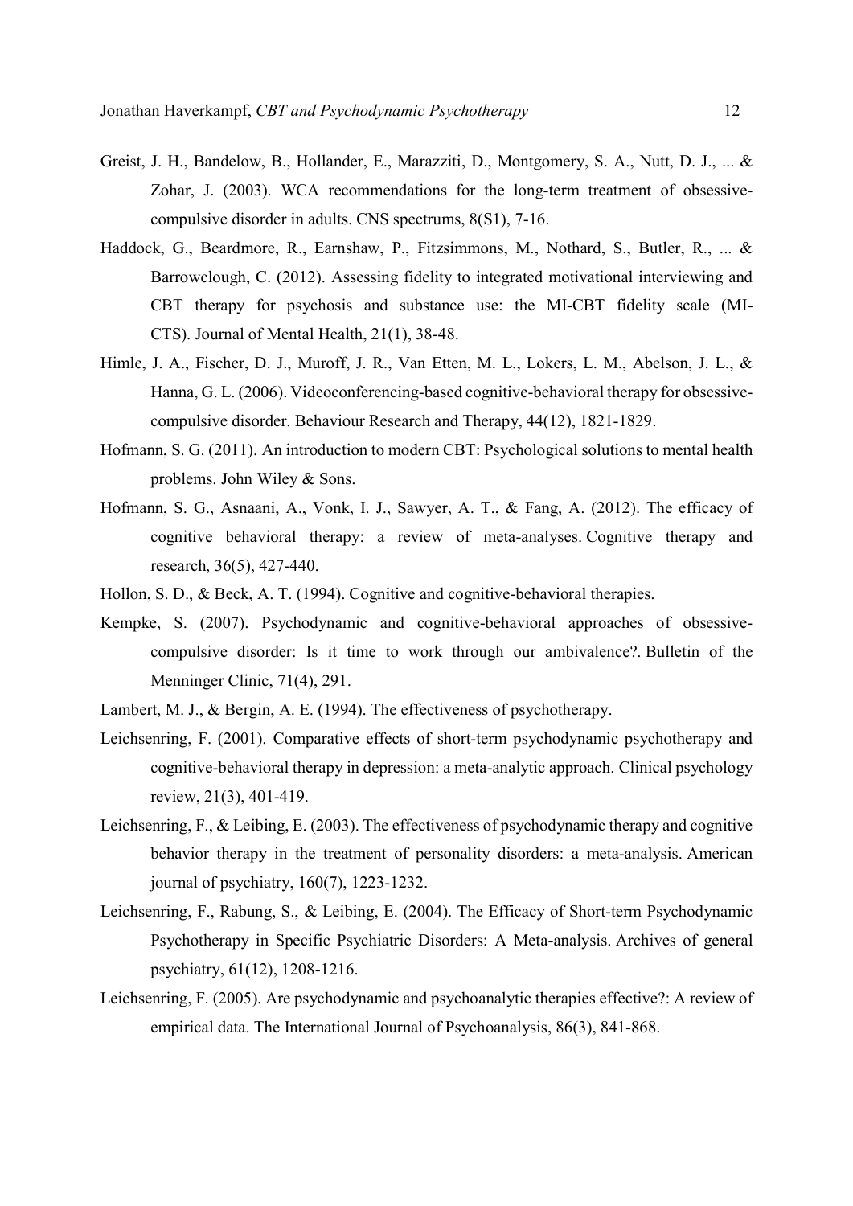Greist, J. H., Bandelow, B., Hollander, E., Marazziti, D., Montgomery, S. A., Nutt, D. J., ... & Zohar, J. (2003). WCA recommendations for the long-term treatment of obsessive-compulsive disorder in adults. CNS spectrums, 8(S1), 7-16.

Haddock, G., Beardmore, R., Earnshaw, P., Fitzsimmons, M., Nothard, S., Butler, R., ... & Barrowclough, C. (2012). Assessing fidelity to integrated motivational interviewing and CBT therapy for psychosis and substance use: the MI-CBT fidelity scale (MI-CTS). Journal of Mental Health, 21(1), 38-48.

Himle, J. A., Fischer, D. J., Muroff, J. R., Van Etten, M. L., Lokers, L. M., Abelson, J. L., & Hanna, G. L. (2006). Videoconferencing-based cognitive-behavioral therapy for obsessive-compulsive disorder. Behaviour Research and Therapy, 44(12), 1821-1829.

Hofmann, S. G. (2011). An introduction to modern CBT: Psychological solutions to mental health problems. John Wiley & Sons.

Hofmann, S. G., Asnaani, A., Vonk, I. J., Sawyer, A. T., & Fang, A. (2012). The efficacy of cognitive behavioral therapy: a review of meta-analyses. Cognitive therapy and research, 36(5), 427-440.

Hollon, S. D., & Beck, A. T. (1994). Cognitive and cognitive-behavioral therapies.

Kempke, S. (2007). Psychodynamic and cognitive-behavioral approaches of obsessive-compulsive disorder: Is it time to work through our ambivalence?. Bulletin of the Menninger Clinic, 71(4), 291.

Lambert, M. J., & Bergin, A. E. (1994). The effectiveness of psychotherapy.

Leichsenring, F. (2001). Comparative effects of short-term psychodynamic psychotherapy and cognitive-behavioral therapy in depression: a meta-analytic approach. Clinical psychology review, 21(3), 401-419.

Leichsenring, F., & Leibing, E. (2003). The effectiveness of psychodynamic therapy and cognitive behavior therapy in the treatment of personality disorders: a meta-analysis. American journal of psychiatry, 160(7), 1223-1232.

Leichsenring, F., Rabung, S., & Leibing, E. (2004). The Efficacy of Short-term Psychodynamic Psychotherapy in Specific Psychiatric Disorders: A Meta-analysis. Archives of general psychiatry, 61(12), 1208-1216.

Leichsenring, F. (2005). Are psychodynamic and psychoanalytic therapies effective?: A review of empirical data. The International Journal of Psychoanalysis, 86(3), 841-868.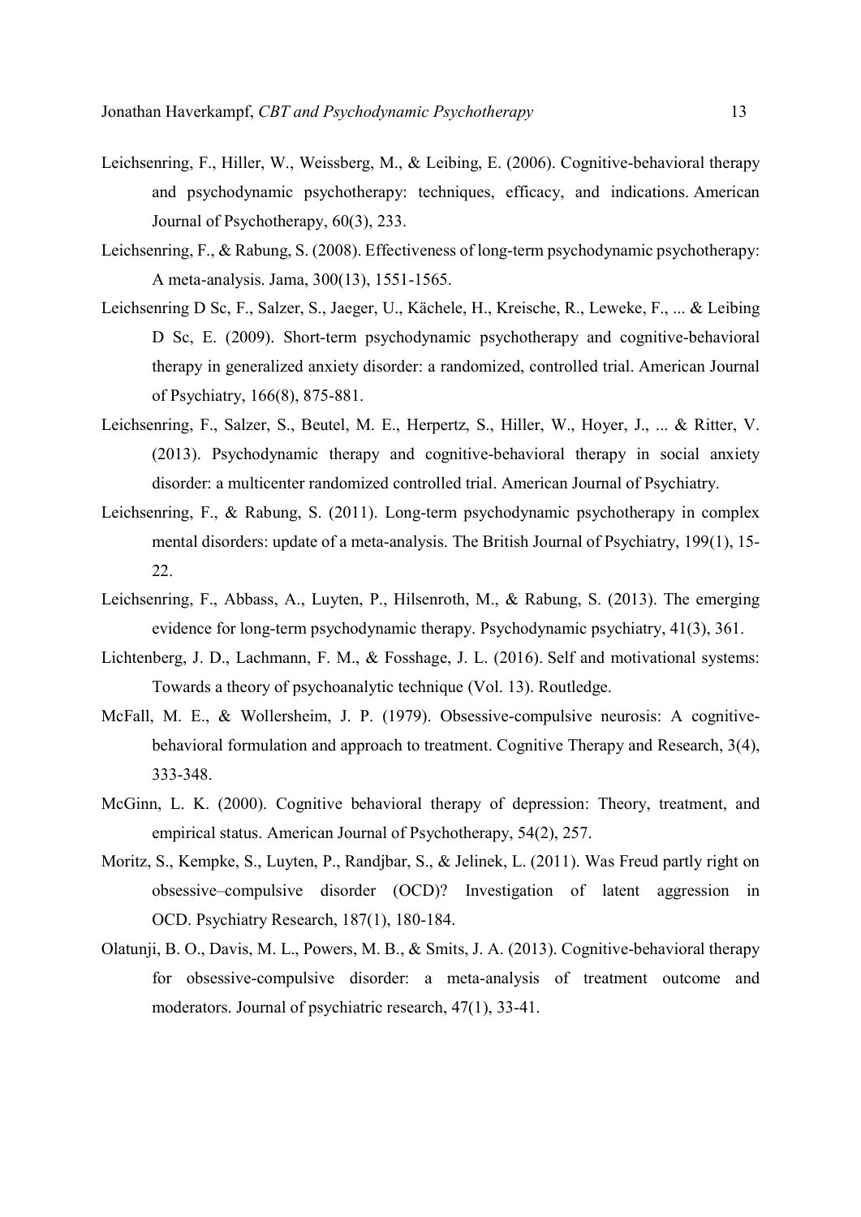Leichsenring, F., Hiller, W., Weissberg, M., & Leibing, E. (2006). Cognitive-behavioral therapy and psychodynamic psychotherapy: techniques, efficacy, and indications. American Journal of Psychotherapy, 60(3), 233.

Leichsenring, F., & Rabung, S. (2008). Effectiveness of long-term psychodynamic psychotherapy: A meta-analysis. Jama, 300(13), 1551-1565.

Leichsenring D Sc, F., Salzer, S., Jaeger, U., Kächele, H., Kreische, R., Leweke, F., ... & Leibing D Sc, E. (2009). Short-term psychodynamic psychotherapy and cognitive-behavioral therapy in generalized anxiety disorder: a randomized, controlled trial. American Journal of Psychiatry, 166(8), 875-881.

Leichsenring, F., Salzer, S., Beutel, M. E., Herpertz, S., Hiller, W., Hoyer, J., ... & Ritter, V. (2013). Psychodynamic therapy and cognitive-behavioral therapy in social anxiety disorder: a multicenter randomized controlled trial. American Journal of Psychiatry.

Leichsenring, F., & Rabung, S. (2011). Long-term psychodynamic psychotherapy in complex mental disorders: update of a meta-analysis. The British Journal of Psychiatry, 199(1), 15-22.

Leichsenring, F., Abbass, A., Luyten, P., Hilsenroth, M., & Rabung, S. (2013). The emerging evidence for long-term psychodynamic therapy. Psychodynamic psychiatry, 41(3), 361.

Lichtenberg, J. D., Lachmann, F. M., & Fosshage, J. L. (2016). Self and motivational systems: Towards a theory of psychoanalytic technique (Vol. 13). Routledge.

McFall, M. E., & Wollersheim, J. P. (1979). Obsessive-compulsive neurosis: A cognitive-behavioral formulation and approach to treatment. Cognitive Therapy and Research, 3(4), 333-348.

McGinn, L. K. (2000). Cognitive behavioral therapy of depression: Theory, treatment, and empirical status. American Journal of Psychotherapy, 54(2), 257.

Moritz, S., Kempke, S., Luyten, P., Randjbar, S., & Jelinek, L. (2011). Was Freud partly right on obsessive–compulsive disorder (OCD)? Investigation of latent aggression in OCD. Psychiatry Research, 187(1), 180-184.

Olatunji, B. O., Davis, M. L., Powers, M. B., & Smits, J. A. (2013). Cognitive-behavioral therapy for obsessive-compulsive disorder: a meta-analysis of treatment outcome and moderators. Journal of psychiatric research, 47(1), 33-41.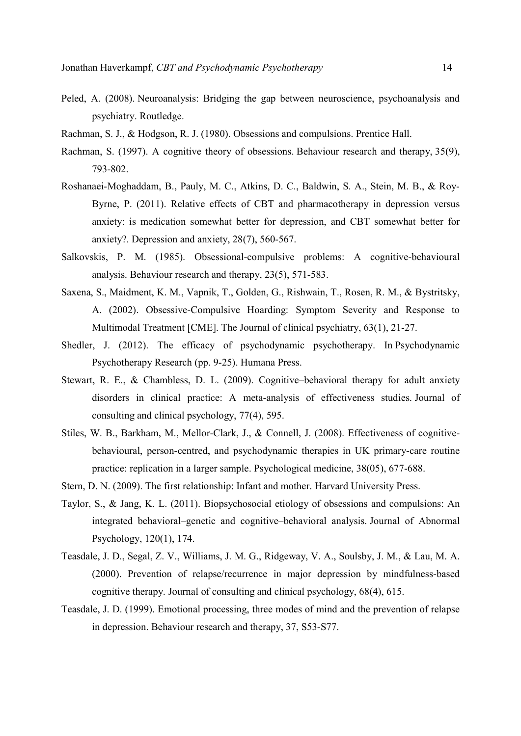Peled, A. (2008). Neuroanalysis: Bridging the gap between neuroscience, psychoanalysis and psychiatry. Routledge.

Rachman, S. J., & Hodgson, R. J. (1980). Obsessions and compulsions. Prentice Hall.

Rachman, S. (1997). A cognitive theory of obsessions. Behaviour research and therapy, 35(9), 793-802.

Roshanaei-Moghaddam, B., Pauly, M. C., Atkins, D. C., Baldwin, S. A., Stein, M. B., & Roy-Byrne, P. (2011). Relative effects of CBT and pharmacotherapy in depression versus anxiety: is medication somewhat better for depression, and CBT somewhat better for anxiety?. Depression and anxiety, 28(7), 560-567.

Salkovskis, P. M. (1985). Obsessional-compulsive problems: A cognitive-behavioural analysis. Behaviour research and therapy, 23(5), 571-583.

Saxena, S., Maidment, K. M., Vapnik, T., Golden, G., Rishwain, T., Rosen, R. M., & Bystritsky, A. (2002). Obsessive-Compulsive Hoarding: Symptom Severity and Response to Multimodal Treatment [CME]. The Journal of clinical psychiatry, 63(1), 21-27.

Shedler, J. (2012). The efficacy of psychodynamic psychotherapy. In Psychodynamic Psychotherapy Research (pp. 9-25). Humana Press.

Stewart, R. E., & Chambless, D. L. (2009). Cognitive–behavioral therapy for adult anxiety disorders in clinical practice: A meta-analysis of effectiveness studies. Journal of consulting and clinical psychology, 77(4), 595.

Stiles, W. B., Barkham, M., Mellor-Clark, J., & Connell, J. (2008). Effectiveness of cognitive-behavioural, person-centred, and psychodynamic therapies in UK primary-care routine practice: replication in a larger sample. Psychological medicine, 38(05), 677-688.

Stern, D. N. (2009). The first relationship: Infant and mother. Harvard University Press.

Taylor, S., & Jang, K. L. (2011). Biopsychosocial etiology of obsessions and compulsions: An integrated behavioral–genetic and cognitive–behavioral analysis. Journal of Abnormal Psychology, 120(1), 174.

Teasdale, J. D., Segal, Z. V., Williams, J. M. G., Ridgeway, V. A., Soulsby, J. M., & Lau, M. A. (2000). Prevention of relapse/recurrence in major depression by mindfulness-based cognitive therapy. Journal of consulting and clinical psychology, 68(4), 615.

Teasdale, J. D. (1999). Emotional processing, three modes of mind and the prevention of relapse in depression. Behaviour research and therapy, 37, S53-S77.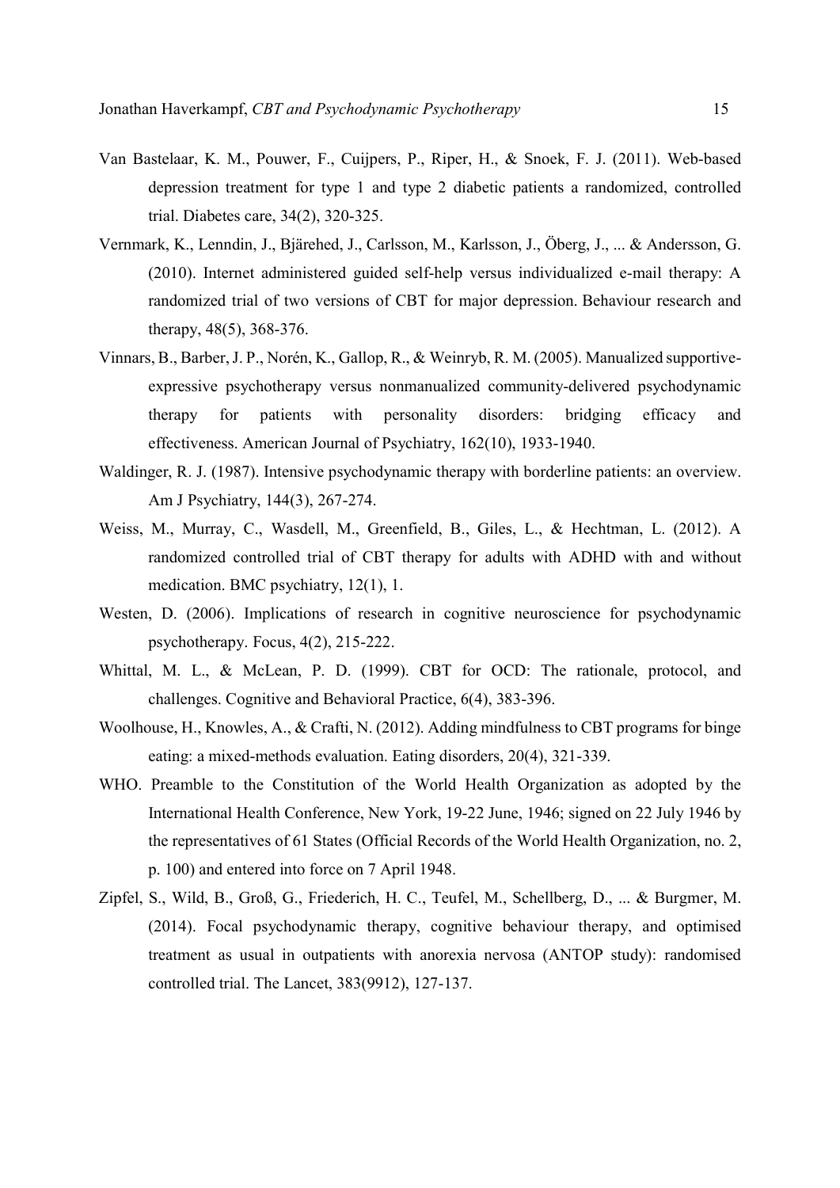Van Bastelaar, K. M., Pouwer, F., Cuijpers, P., Riper, H., & Snoek, F. J. (2011). Web-based depression treatment for type 1 and type 2 diabetic patients a randomized, controlled trial. Diabetes care, 34(2), 320-325.

Vernmark, K., Lenndin, J., Bjärehed, J., Carlsson, M., Karlsson, J., Öberg, J., ... & Andersson, G. (2010). Internet administered guided self-help versus individualized e-mail therapy: A randomized trial of two versions of CBT for major depression. Behaviour research and therapy, 48(5), 368-376.

Vinnars, B., Barber, J. P., Norén, K., Gallop, R., & Weinryb, R. M. (2005). Manualized supportive-expressive psychotherapy versus nonmanualized community-delivered psychodynamic therapy for patients with personality disorders: bridging efficacy and effectiveness. American Journal of Psychiatry, 162(10), 1933-1940.

Waldinger, R. J. (1987). Intensive psychodynamic therapy with borderline patients: an overview. Am J Psychiatry, 144(3), 267-274.

Weiss, M., Murray, C., Wasdell, M., Greenfield, B., Giles, L., & Hechtman, L. (2012). A randomized controlled trial of CBT therapy for adults with ADHD with and without medication. BMC psychiatry, 12(1), 1.

Westen, D. (2006). Implications of research in cognitive neuroscience for psychodynamic psychotherapy. Focus, 4(2), 215-222.

Whittal, M. L., & McLean, P. D. (1999). CBT for OCD: The rationale, protocol, and challenges. Cognitive and Behavioral Practice, 6(4), 383-396.

Woolhouse, H., Knowles, A., & Crafti, N. (2012). Adding mindfulness to CBT programs for binge eating: a mixed-methods evaluation. Eating disorders, 20(4), 321-339.

WHO. Preamble to the Constitution of the World Health Organization as adopted by the International Health Conference, New York, 19-22 June, 1946; signed on 22 July 1946 by the representatives of 61 States (Official Records of the World Health Organization, no. 2, p. 100) and entered into force on 7 April 1948.

Zipfel, S., Wild, B., Groß, G., Friederich, H. C., Teufel, M., Schellberg, D., ... & Burgmer, M. (2014). Focal psychodynamic therapy, cognitive behaviour therapy, and optimised treatment as usual in outpatients with anorexia nervosa (ANTOP study): randomised controlled trial. The Lancet, 383(9912), 127-137.